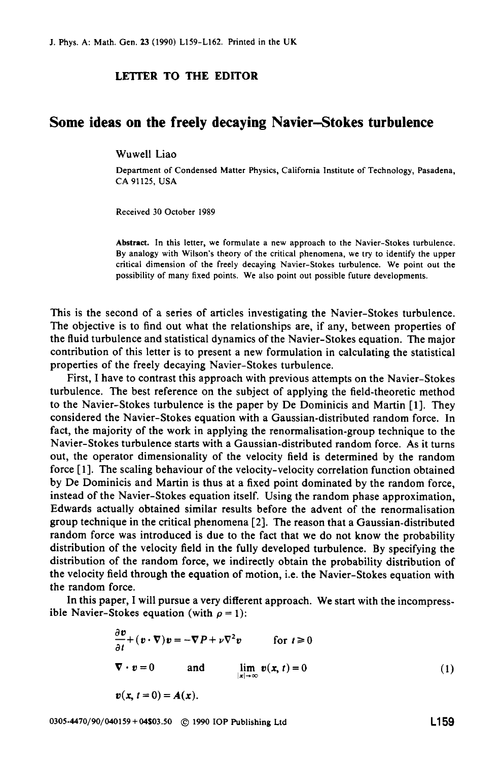## LETTER TO THE EDITOR

# Some ideas on the freely decaying Navier–Stokes turbulence

Wuwell Liao

Department of Condensed Matter Physics, California Institute of Technology, Pasadena, CA 91125, USA

Received 30 October 1989

**Abstract.** In this letter, we formulate a new approach to the Navier-Stokes turbulence. By analogy with Wilson's theory of the critical phenomena, we try to identify the upper critical dimension of the freely decaying Navier-Stokes turbulence. We point out the possibility of many fixed points. We also point out possible future developments.

This is the second of a series of articles investigating the Navier-Stokes turbulence. The objective is to find out what the relationships are, if any, between properties of the fluid turbulence and statistical dynamics of the Navier-Stokes equation. The major contribution of this letter is to present a new formulation in calculating the statistical properties of the freely decaying Navier-Stokes turbulence.

First, I have to contrast this approach with previous attempts on the Navier-Stokes turbulence. The best reference on the subject of applying the field-theoretic method to the Navier-Stokes turbulence is the paper by De Dominicis and Martin [1]. They considered the Navier-Stokes equation with a Gaussian-distributed random force. In fact, the majority of the work in applying the renormalisation-group technique to the Navier-Stokes turbulence starts with a Gaussian-distributed random force. As it turns out, the operator dimensionality of the velocity field is determined by the random force [1]. The scaling behaviour of the velocity-velocity correlation function obtained by De Dominicis and Martin is thus at a fixed point dominated by the random force, instead of the Navier-Stokes equation itself. Using the random phase approximation, Edwards actually obtained similar results before the advent of the renormalisation group technique in the critical phenomena [2]. The reason that a Gaussian-distributed random force was introduced is due to the fact that we do not know the probability distribution of the velocity field in the fully developed turbulence. By specifying the distribution of the random force, we indirectly obtain the probability distribution of the velocity field through the equation of motion, i.e. the Navier-Stokes equation with the random force.

In this paper, I will pursue a very different approach. We start with the incompressible Navier-Stokes equation (with $\rho = 1$):

$$
\begin{aligned}
&\frac{\partial \boldsymbol{v}}{\partial t} + (\boldsymbol{v} \cdot \nabla)\boldsymbol{v} = -\nabla P + \nu \nabla^2 \boldsymbol{v} \qquad \text{for } t \geqslant 0 \\
&\nabla \cdot \boldsymbol{v} = 0 \qquad \text{and} \qquad \lim_{|\boldsymbol{x}| \to \infty} \boldsymbol{v}(\boldsymbol{x}, t) = 0 \qquad\qquad (1) \\
&\boldsymbol{v}(\boldsymbol{x}, t = 0) = \boldsymbol{A}(\boldsymbol{x}).
\end{aligned}
$$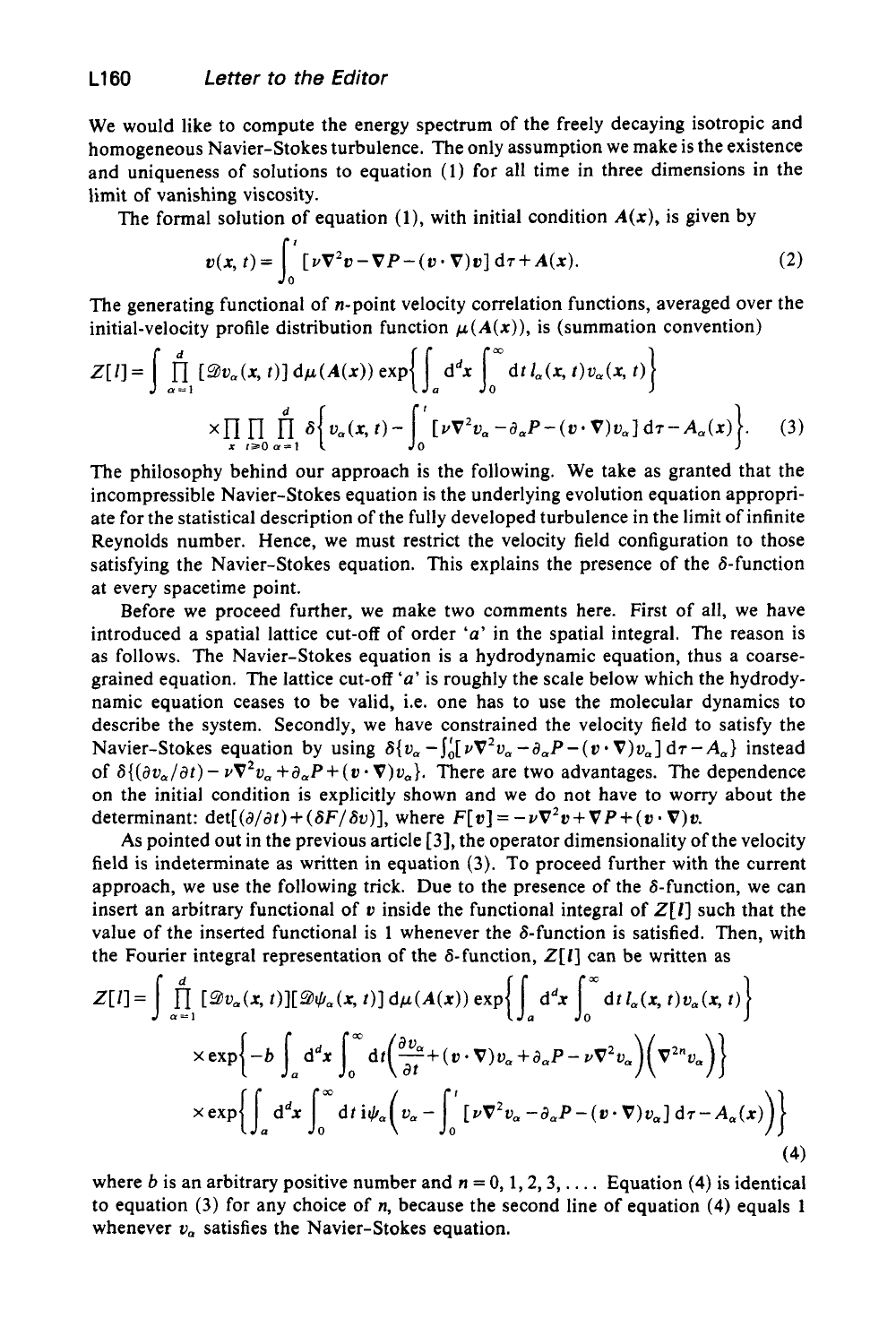We would like to compute the energy spectrum of the freely decaying isotropic and homogeneous Navier-Stokes turbulence. The only assumption we make is the existence and uniqueness of solutions to equation (1) for all time in three dimensions in the limit of vanishing viscosity.

The formal solution of equation (1), with initial condition $A(x)$, is given by

$$v(x,t)=\int_0^t [\nu\nabla^2 v-\nabla P-(v\cdot\nabla)v]\,\mathrm{d}\tau + A(x). \tag{2}$$

The generating functional of $n$-point velocity correlation functions, averaged over the initial-velocity profile distribution function $\mu(A(x))$, is (summation convention)

$$Z[l]=\int\prod_{\alpha=1}^{d}[\mathscr{D}v_\alpha(x,t)]\,\mathrm{d}\mu(A(x))\exp\left\{\int_a \mathrm{d}^d x\int_0^\infty \mathrm{d}t\, l_\alpha(x,t)v_\alpha(x,t)\right\}$$
$$\times\prod_x\prod_{t\geq 0}\prod_{\alpha=1}^{d}\delta\left\{v_\alpha(x,t)-\int_0^t[\nu\nabla^2 v_\alpha-\partial_\alpha P-(v\cdot\nabla)v_\alpha]\,\mathrm{d}\tau - A_\alpha(x)\right\}. \tag{3}$$

The philosophy behind our approach is the following. We take as granted that the incompressible Navier-Stokes equation is the underlying evolution equation appropriate for the statistical description of the fully developed turbulence in the limit of infinite Reynolds number. Hence, we must restrict the velocity field configuration to those satisfying the Navier-Stokes equation. This explains the presence of the $\delta$-function at every spacetime point.

Before we proceed further, we make two comments here. First of all, we have introduced a spatial lattice cut-off of order '$a$' in the spatial integral. The reason is as follows. The Navier-Stokes equation is a hydrodynamic equation, thus a coarse-grained equation. The lattice cut-off '$a$' is roughly the scale below which the hydrodynamic equation ceases to be valid, i.e. one has to use the molecular dynamics to describe the system. Secondly, we have constrained the velocity field to satisfy the Navier-Stokes equation by using $\delta\{v_\alpha-\int_0^t[\nu\nabla^2 v_\alpha-\partial_\alpha P-(v\cdot\nabla)v_\alpha]\,\mathrm{d}\tau - A_\alpha\}$ instead of $\delta\{(\partial v_\alpha/\partial t)-\nu\nabla^2 v_\alpha+\partial_\alpha P+(v\cdot\nabla)v_\alpha\}$. There are two advantages. The dependence on the initial condition is explicitly shown and we do not have to worry about the determinant: $\det[(\partial/\partial t)+(\delta F/\delta v)]$, where $F[v]=-\nu\nabla^2 v+\nabla P+(v\cdot\nabla)v$.

As pointed out in the previous article [3], the operator dimensionality of the velocity field is indeterminate as written in equation (3). To proceed further with the current approach, we use the following trick. Due to the presence of the $\delta$-function, we can insert an arbitrary functional of $v$ inside the functional integral of $Z[l]$ such that the value of the inserted functional is 1 whenever the $\delta$-function is satisfied. Then, with the Fourier integral representation of the $\delta$-function, $Z[l]$ can be written as

$$Z[l]=\int\prod_{\alpha=1}^{d}[\mathscr{D}v_\alpha(x,t)][\mathscr{D}\psi_\alpha(x,t)]\,\mathrm{d}\mu(A(x))\exp\left\{\int_a \mathrm{d}^d x\int_0^\infty \mathrm{d}t\, l_\alpha(x,t)v_\alpha(x,t)\right\}$$
$$\times\exp\left\{-b\int_a \mathrm{d}^d x\int_0^\infty \mathrm{d}t\left(\frac{\partial v_\alpha}{\partial t}+(v\cdot\nabla)v_\alpha+\partial_\alpha P-\nu\nabla^2 v_\alpha\right)\left(\nabla^{2n}v_\alpha\right)\right\}$$
$$\times\exp\left\{\int_a \mathrm{d}^d x\int_0^\infty \mathrm{d}t\,\mathrm{i}\psi_\alpha\left(v_\alpha-\int_0^t[\nu\nabla^2 v_\alpha-\partial_\alpha P-(v\cdot\nabla)v_\alpha]\,\mathrm{d}\tau-A_\alpha(x)\right)\right\} \tag{4}$$

where $b$ is an arbitrary positive number and $n=0,1,2,3,\ldots$. Equation (4) is identical to equation (3) for any choice of $n$, because the second line of equation (4) equals 1 whenever $v_\alpha$ satisfies the Navier-Stokes equation.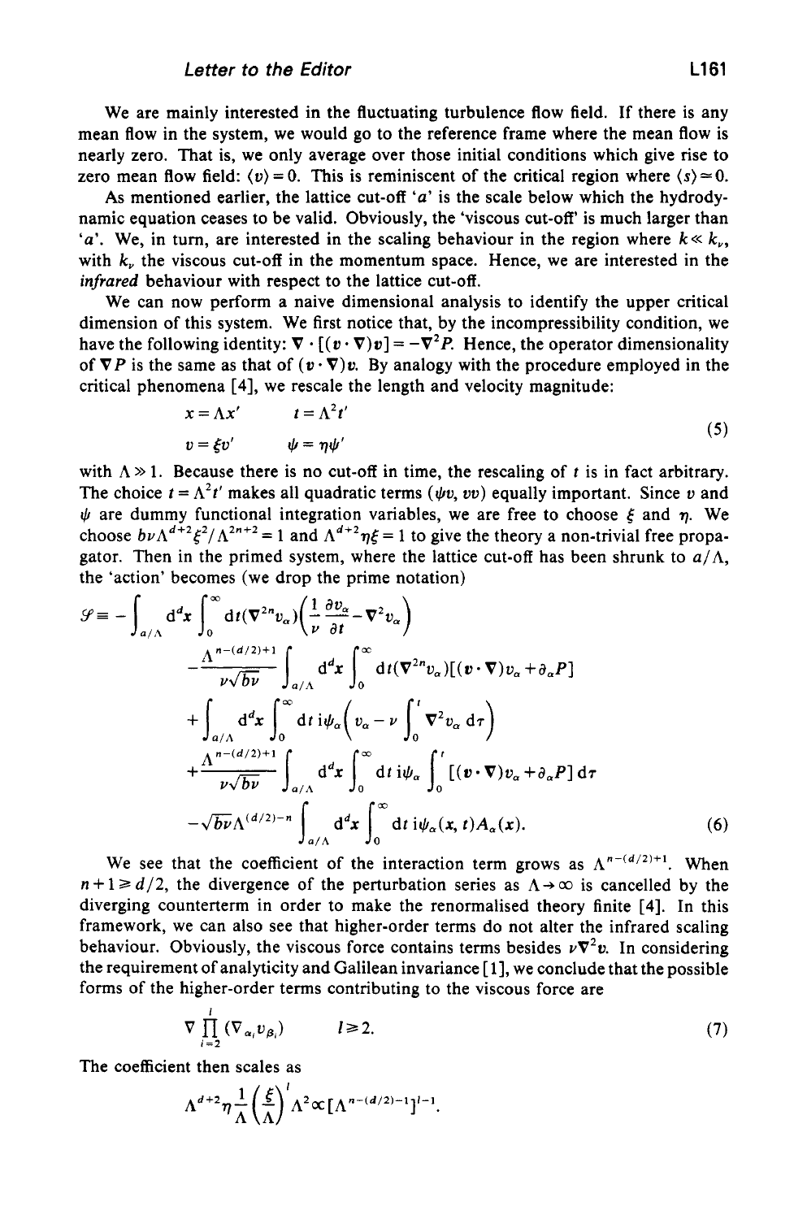We are mainly interested in the fluctuating turbulence flow field. If there is any mean flow in the system, we would go to the reference frame where the mean flow is nearly zero. That is, we only average over those initial conditions which give rise to zero mean flow field: $\langle v \rangle = 0$. This is reminiscent of the critical region where $\langle s \rangle \simeq 0$.

As mentioned earlier, the lattice cut-off '$a$' is the scale below which the hydrodynamic equation ceases to be valid. Obviously, the 'viscous cut-off' is much larger than '$a$'. We, in turn, are interested in the scaling behaviour in the region where $k \ll k_\nu$, with $k_\nu$ the viscous cut-off in the momentum space. Hence, we are interested in the *infrared* behaviour with respect to the lattice cut-off.

We can now perform a naive dimensional analysis to identify the upper critical dimension of this system. We first notice that, by the incompressibility condition, we have the following identity: $\nabla \cdot [(v \cdot \nabla)v] = -\nabla^2 P$. Hence, the operator dimensionality of $\nabla P$ is the same as that of $(v \cdot \nabla)v$. By analogy with the procedure employed in the critical phenomena [4], we rescale the length and velocity magnitude:

$$
\begin{aligned}
x &= \Lambda x' \qquad & t &= \Lambda^2 t' \\
v &= \xi v' \qquad & \psi &= \eta \psi'
\end{aligned}
\tag{5}
$$

with $\Lambda \gg 1$. Because there is no cut-off in time, the rescaling of $t$ is in fact arbitrary. The choice $t = \Lambda^2 t'$ makes all quadratic terms ($\psi v$, $vv$) equally important. Since $v$ and $\psi$ are dummy functional integration variables, we are free to choose $\xi$ and $\eta$. We choose $b\nu\Lambda^{d+2}\xi^2/\Lambda^{2n+2} = 1$ and $\Lambda^{d+2}\eta\xi = 1$ to give the theory a non-trivial free propagator. Then in the primed system, where the lattice cut-off has been shrunk to $a/\Lambda$, the 'action' becomes (we drop the prime notation)

$$
\begin{aligned}
\mathcal{S} \equiv & -\int_{a/\Lambda} \mathrm{d}^d x \int_0^\infty \mathrm{d}t (\nabla^{2n} v_\alpha)\left(\frac{1}{\nu}\frac{\partial v_\alpha}{\partial t} - \nabla^2 v_\alpha\right) \\
& - \frac{\Lambda^{n-(d/2)+1}}{\nu\sqrt{b\nu}} \int_{a/\Lambda} \mathrm{d}^d x \int_0^\infty \mathrm{d}t (\nabla^{2n} v_\alpha)[(v \cdot \nabla)v_\alpha + \partial_\alpha P] \\
& + \int_{a/\Lambda} \mathrm{d}^d x \int_0^\infty \mathrm{d}t\, \mathrm{i}\psi_\alpha\left(v_\alpha - \nu \int_0^t \nabla^2 v_\alpha \, \mathrm{d}\tau\right) \\
& + \frac{\Lambda^{n-(d/2)+1}}{\nu\sqrt{b\nu}} \int_{a/\Lambda} \mathrm{d}^d x \int_0^\infty \mathrm{d}t\, \mathrm{i}\psi_\alpha \int_0^t [(v \cdot \nabla)v_\alpha + \partial_\alpha P]\, \mathrm{d}\tau \\
& - \sqrt{b\nu}\Lambda^{(d/2)-n} \int_{a/\Lambda} \mathrm{d}^d x \int_0^\infty \mathrm{d}t\, \mathrm{i}\psi_\alpha(x, t) A_\alpha(x).
\end{aligned}
\tag{6}
$$

We see that the coefficient of the interaction term grows as $\Lambda^{n-(d/2)+1}$. When $n+1 \geqslant d/2$, the divergence of the perturbation series as $\Lambda \to \infty$ is cancelled by the diverging counterterm in order to make the renormalised theory finite [4]. In this framework, we can also see that higher-order terms do not alter the infrared scaling behaviour. Obviously, the viscous force contains terms besides $\nu\nabla^2 v$. In considering the requirement of analyticity and Galilean invariance [1], we conclude that the possible forms of the higher-order terms contributing to the viscous force are

$$
\nabla \prod_{i=2}^{l} (\nabla_{\alpha_i} v_{\beta_i}) \qquad l \geqslant 2. \tag{7}
$$

The coefficient then scales as

$$
\Lambda^{d+2}\eta \frac{1}{\Lambda}\left(\frac{\xi}{\Lambda}\right)^l \Lambda^2 \propto [\Lambda^{n-(d/2)-1}]^{l-1}.
$$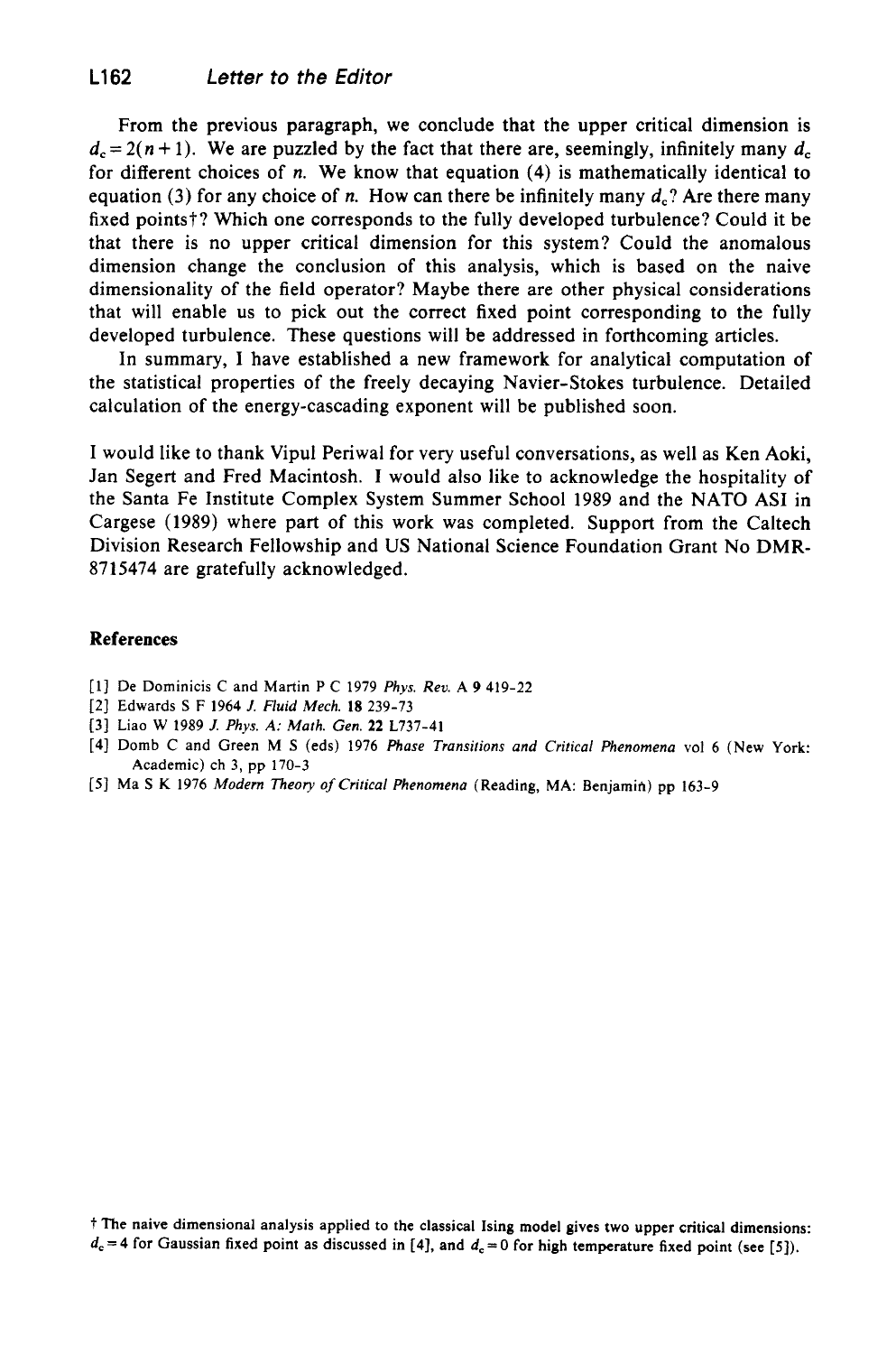From the previous paragraph, we conclude that the upper critical dimension is $d_c = 2(n+1)$. We are puzzled by the fact that there are, seemingly, infinitely many $d_c$ for different choices of $n$. We know that equation (4) is mathematically identical to equation (3) for any choice of $n$. How can there be infinitely many $d_c$? Are there many fixed points†? Which one corresponds to the fully developed turbulence? Could it be that there is no upper critical dimension for this system? Could the anomalous dimension change the conclusion of this analysis, which is based on the naive dimensionality of the field operator? Maybe there are other physical considerations that will enable us to pick out the correct fixed point corresponding to the fully developed turbulence. These questions will be addressed in forthcoming articles.

In summary, I have established a new framework for analytical computation of the statistical properties of the freely decaying Navier-Stokes turbulence. Detailed calculation of the energy-cascading exponent will be published soon.

I would like to thank Vipul Periwal for very useful conversations, as well as Ken Aoki, Jan Segert and Fred Macintosh. I would also like to acknowledge the hospitality of the Santa Fe Institute Complex System Summer School 1989 and the NATO ASI in Cargese (1989) where part of this work was completed. Support from the Caltech Division Research Fellowship and US National Science Foundation Grant No DMR-8715474 are gratefully acknowledged.

## References

[1] De Dominicis C and Martin P C 1979 *Phys. Rev.* A **9** 419-22

[2] Edwards S F 1964 *J. Fluid Mech.* **18** 239-73

[3] Liao W 1989 *J. Phys. A: Math. Gen.* **22** L737-41

[4] Domb C and Green M S (eds) 1976 *Phase Transitions and Critical Phenomena* vol 6 (New York: Academic) ch 3, pp 170-3

[5] Ma S K 1976 *Modern Theory of Critical Phenomena* (Reading, MA: Benjamin) pp 163-9

† The naive dimensional analysis applied to the classical Ising model gives two upper critical dimensions: $d_c = 4$ for Gaussian fixed point as discussed in [4], and $d_c = 0$ for high temperature fixed point (see [5]).